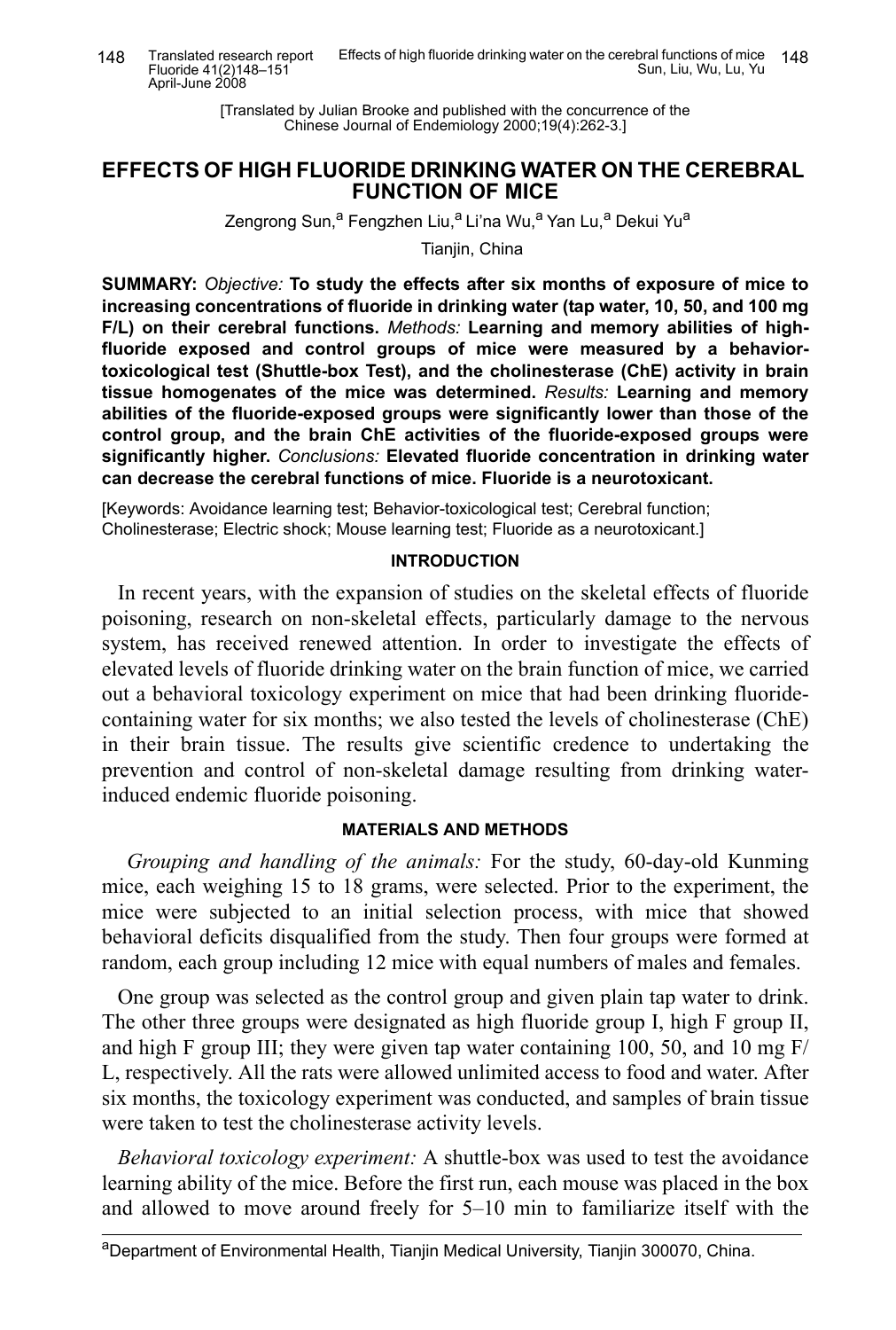[Translated by Julian Brooke and published with the concurrence of the Chinese Journal of Endemiology 2000;19(4):262-3.]

# EFFECTS OF HIGH FLUORIDE DRINKING WATER ON THE CEREBRAL FUNCTION OF MICE

Zengrong Sun,[a] Fengzhen Liu,[a] Li'na Wu,[a] Yan Lu,[a] Dekui Yu[a]

Tianjin, China

**SUMMARY:** *Objective:* **To study the effects after six months of exposure of mice to increasing concentrations of fluoride in drinking water (tap water, 10, 50, and 100 mg F/L) on their cerebral functions.** *Methods:* **Learning and memory abilities of high-fluoride exposed and control groups of mice were measured by a behavior-toxicological test (Shuttle-box Test), and the cholinesterase (ChE) activity in brain tissue homogenates of the mice was determined.** *Results:* **Learning and memory abilities of the fluoride-exposed groups were significantly lower than those of the control group, and the brain ChE activities of the fluoride-exposed groups were significantly higher.** *Conclusions:* **Elevated fluoride concentration in drinking water can decrease the cerebral functions of mice. Fluoride is a neurotoxicant.**

[Keywords: Avoidance learning test; Behavior-toxicological test; Cerebral function; Cholinesterase; Electric shock; Mouse learning test; Fluoride as a neurotoxicant.]

## INTRODUCTION

In recent years, with the expansion of studies on the skeletal effects of fluoride poisoning, research on non-skeletal effects, particularly damage to the nervous system, has received renewed attention. In order to investigate the effects of elevated levels of fluoride drinking water on the brain function of mice, we carried out a behavioral toxicology experiment on mice that had been drinking fluoride-containing water for six months; we also tested the levels of cholinesterase (ChE) in their brain tissue. The results give scientific credence to undertaking the prevention and control of non-skeletal damage resulting from drinking water-induced endemic fluoride poisoning.

## MATERIALS AND METHODS

*Grouping and handling of the animals:* For the study, 60-day-old Kunming mice, each weighing 15 to 18 grams, were selected. Prior to the experiment, the mice were subjected to an initial selection process, with mice that showed behavioral deficits disqualified from the study. Then four groups were formed at random, each group including 12 mice with equal numbers of males and females.

One group was selected as the control group and given plain tap water to drink. The other three groups were designated as high fluoride group I, high F group II, and high F group III; they were given tap water containing 100, 50, and 10 mg F/L, respectively. All the rats were allowed unlimited access to food and water. After six months, the toxicology experiment was conducted, and samples of brain tissue were taken to test the cholinesterase activity levels.

*Behavioral toxicology experiment:* A shuttle-box was used to test the avoidance learning ability of the mice. Before the first run, each mouse was placed in the box and allowed to move around freely for 5–10 min to familiarize itself with the

[a]Department of Environmental Health, Tianjin Medical University, Tianjin 300070, China.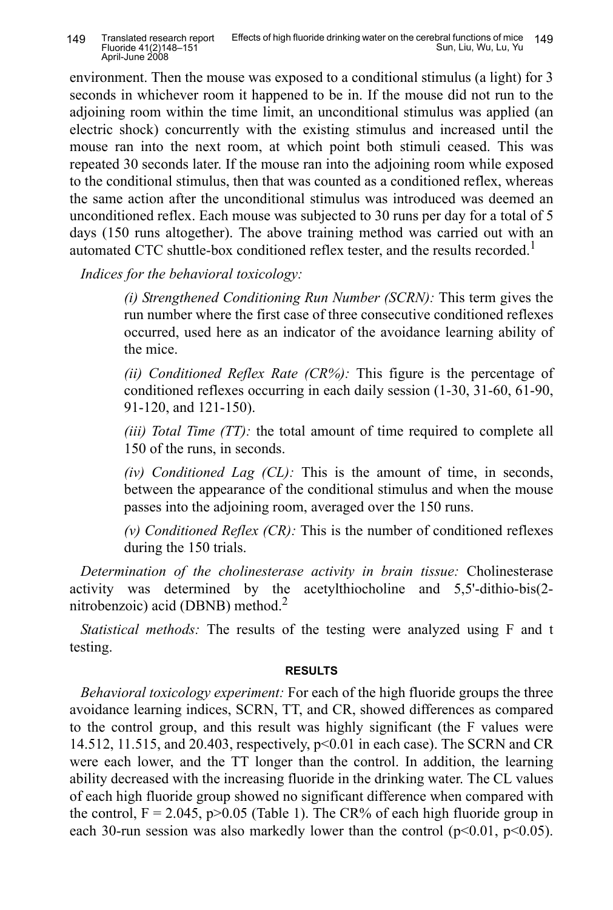environment. Then the mouse was exposed to a conditional stimulus (a light) for 3 seconds in whichever room it happened to be in. If the mouse did not run to the adjoining room within the time limit, an unconditional stimulus was applied (an electric shock) concurrently with the existing stimulus and increased until the mouse ran into the next room, at which point both stimuli ceased. This was repeated 30 seconds later. If the mouse ran into the adjoining room while exposed to the conditional stimulus, then that was counted as a conditioned reflex, whereas the same action after the unconditional stimulus was introduced was deemed an unconditioned reflex. Each mouse was subjected to 30 runs per day for a total of 5 days (150 runs altogether). The above training method was carried out with an automated CTC shuttle-box conditioned reflex tester, and the results recorded.[1]

*Indices for the behavioral toxicology:*

> *(i) Strengthened Conditioning Run Number (SCRN):* This term gives the run number where the first case of three consecutive conditioned reflexes occurred, used here as an indicator of the avoidance learning ability of the mice.
>
> *(ii) Conditioned Reflex Rate (CR%):* This figure is the percentage of conditioned reflexes occurring in each daily session (1-30, 31-60, 61-90, 91-120, and 121-150).
>
> *(iii) Total Time (TT):* the total amount of time required to complete all 150 of the runs, in seconds.
>
> *(iv) Conditioned Lag (CL):* This is the amount of time, in seconds, between the appearance of the conditional stimulus and when the mouse passes into the adjoining room, averaged over the 150 runs.
>
> *(v) Conditioned Reflex (CR):* This is the number of conditioned reflexes during the 150 trials.

*Determination of the cholinesterase activity in brain tissue:* Cholinesterase activity was determined by the acetylthiocholine and 5,5'-dithio-bis(2-nitrobenzoic) acid (DBNB) method.[2]

*Statistical methods:* The results of the testing were analyzed using F and t testing.

## RESULTS

*Behavioral toxicology experiment:* For each of the high fluoride groups the three avoidance learning indices, SCRN, TT, and CR, showed differences as compared to the control group, and this result was highly significant (the F values were 14.512, 11.515, and 20.403, respectively, $p<0.01$ in each case). The SCRN and CR were each lower, and the TT longer than the control. In addition, the learning ability decreased with the increasing fluoride in the drinking water. The CL values of each high fluoride group showed no significant difference when compared with the control, $F = 2.045$, $p>0.05$ (Table 1). The CR% of each high fluoride group in each 30-run session was also markedly lower than the control ($p<0.01$, $p<0.05$).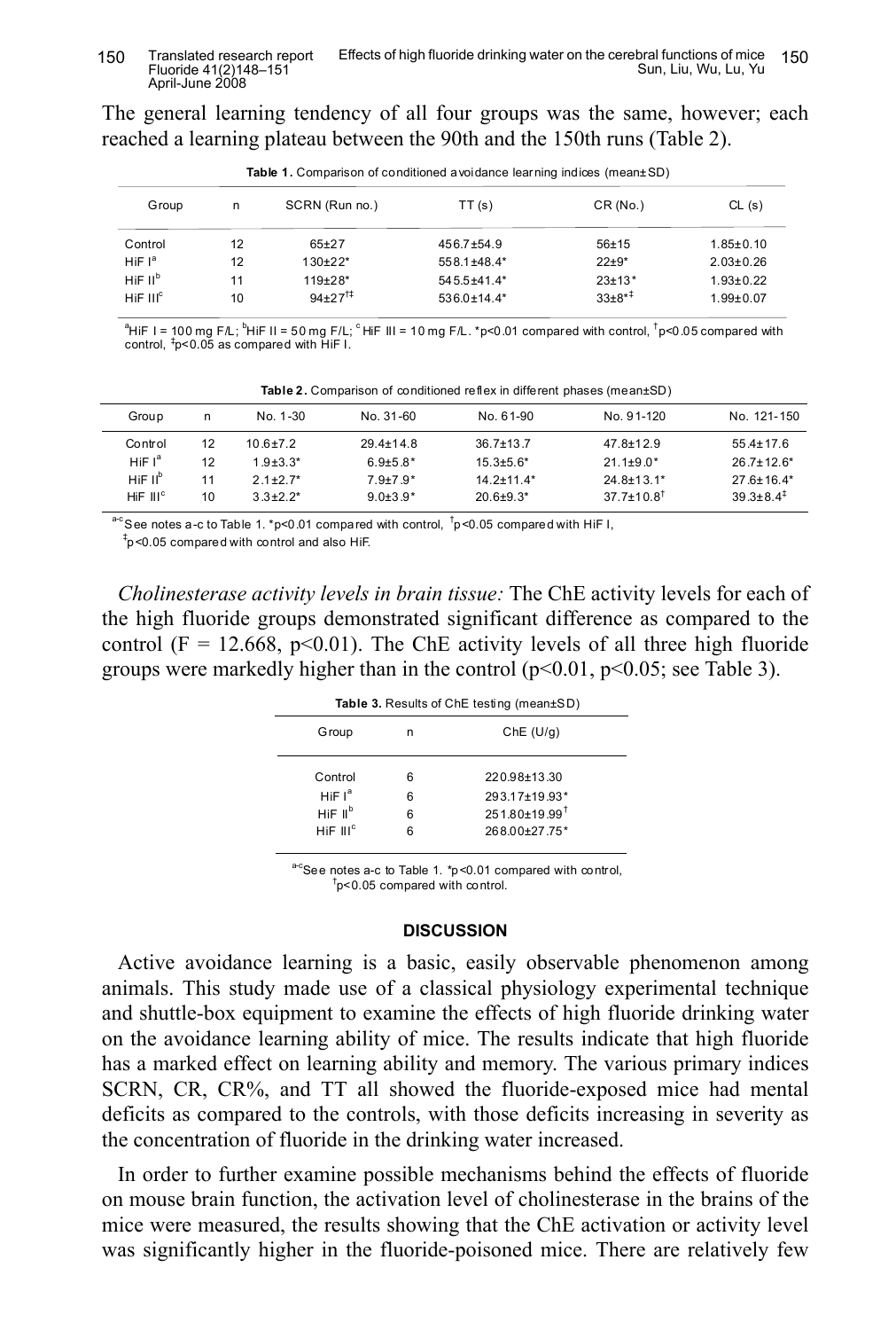The general learning tendency of all four groups was the same, however; each reached a learning plateau between the 90th and the 150th runs (Table 2).

**Table 1.** Comparison of conditioned avoidance learning indices (mean±SD)

| Group | n | SCRN (Run no.) | TT (s) | CR (No.) | CL (s) |
|---|---|---|---|---|---|
| Control | 12 | 65±27 | 456.7±54.9 | 56±15 | 1.85±0.10 |
| HiF I[a] | 12 | 130±22* | 558.1±48.4* | 22±9* | 2.03±0.26 |
| HiF II[b] | 11 | 119±28* | 545.5±41.4* | 23±13* | 1.93±0.22 |
| HiF III[c] | 10 | 94±27[†‡] | 536.0±14.4* | 33±8*[‡] | 1.99±0.07 |

[a]HiF I = 100 mg F/L; [b]HiF II = 50 mg F/L; [c]HiF III = 10 mg F/L. *p<0.01 compared with control, [†]p<0.05 compared with control, [‡]p<0.05 as compared with HiF I.

**Table 2.** Comparison of conditioned reflex in different phases (mean±SD)

| Group | n | No. 1-30 | No. 31-60 | No. 61-90 | No. 91-120 | No. 121-150 |
|---|---|---|---|---|---|---|
| Control | 12 | 10.6±7.2 | 29.4±14.8 | 36.7±13.7 | 47.8±12.9 | 55.4±17.6 |
| HiF I[a] | 12 | 1.9±3.3* | 6.9±5.8* | 15.3±5.6* | 21.1±9.0* | 26.7±12.6* |
| HiF II[b] | 11 | 2.1±2.7* | 7.9±7.9* | 14.2±11.4* | 24.8±13.1* | 27.6±16.4* |
| HiF III[c] | 10 | 3.3±2.2* | 9.0±3.9* | 20.6±9.3* | 37.7±10.8[†] | 39.3±8.4[‡] |

[a-c]See notes a-c to Table 1. *p<0.01 compared with control, [†]p<0.05 compared with HiF I, [‡]p<0.05 compared with control and also HiF.

*Cholinesterase activity levels in brain tissue:* The ChE activity levels for each of the high fluoride groups demonstrated significant difference as compared to the control ($F = 12.668$, $p<0.01$). The ChE activity levels of all three high fluoride groups were markedly higher than in the control ($p<0.01$, $p<0.05$; see Table 3).

**Table 3.** Results of ChE testing (mean±SD)

| Group | n | ChE (U/g) |
|---|---|---|
| Control | 6 | 220.98±13.30 |
| HiF I[a] | 6 | 293.17±19.93* |
| HiF II[b] | 6 | 251.80±19.99[†] |
| HiF III[c] | 6 | 268.00±27.75* |

[a-c]See notes a-c to Table 1. *p<0.01 compared with control, [†]p<0.05 compared with control.

## DISCUSSION

Active avoidance learning is a basic, easily observable phenomenon among animals. This study made use of a classical physiology experimental technique and shuttle-box equipment to examine the effects of high fluoride drinking water on the avoidance learning ability of mice. The results indicate that high fluoride has a marked effect on learning ability and memory. The various primary indices SCRN, CR, CR%, and TT all showed the fluoride-exposed mice had mental deficits as compared to the controls, with those deficits increasing in severity as the concentration of fluoride in the drinking water increased.

In order to further examine possible mechanisms behind the effects of fluoride on mouse brain function, the activation level of cholinesterase in the brains of the mice were measured, the results showing that the ChE activation or activity level was significantly higher in the fluoride-poisoned mice. There are relatively few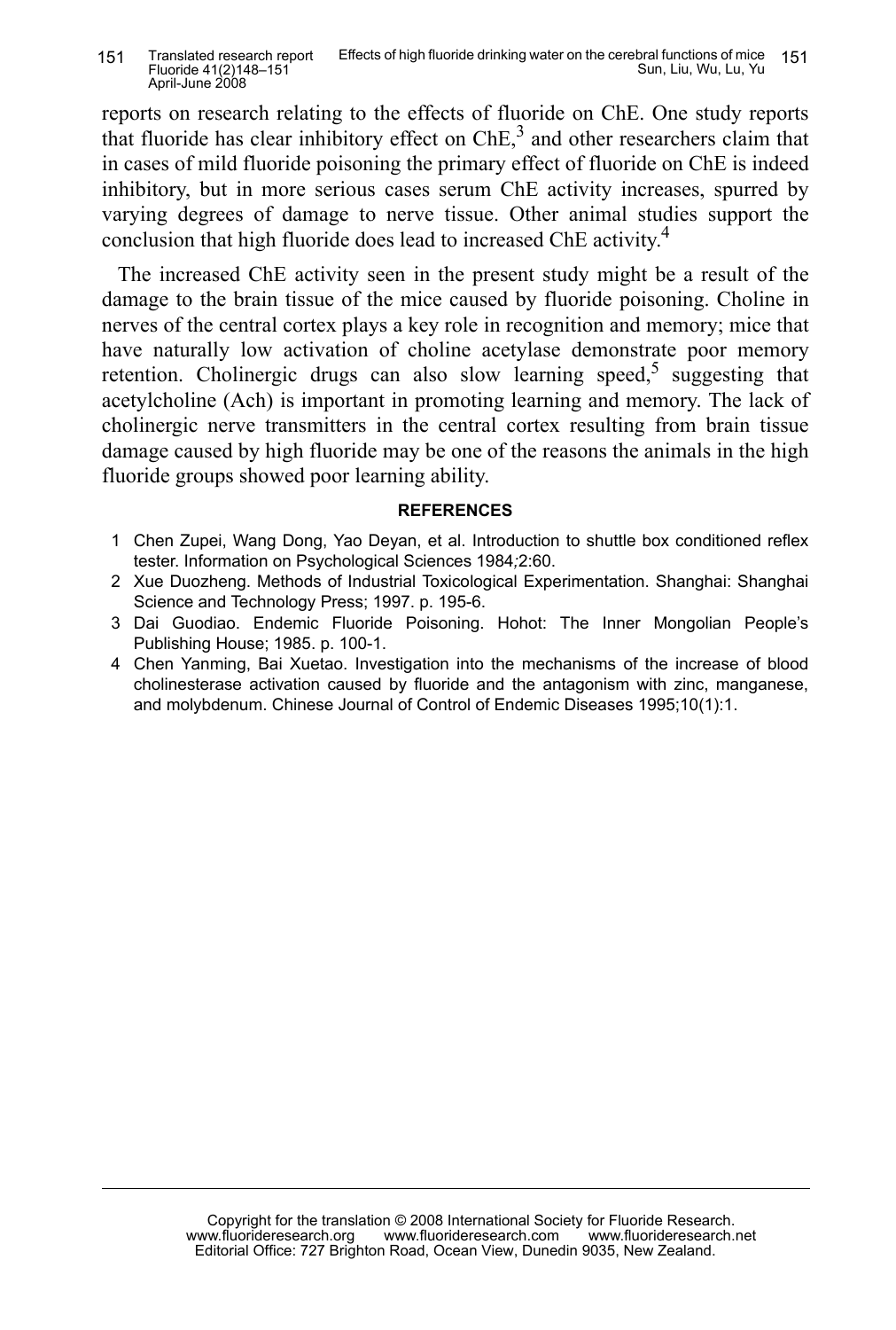reports on research relating to the effects of fluoride on ChE. One study reports that fluoride has clear inhibitory effect on ChE,[3] and other researchers claim that in cases of mild fluoride poisoning the primary effect of fluoride on ChE is indeed inhibitory, but in more serious cases serum ChE activity increases, spurred by varying degrees of damage to nerve tissue. Other animal studies support the conclusion that high fluoride does lead to increased ChE activity.[4]

The increased ChE activity seen in the present study might be a result of the damage to the brain tissue of the mice caused by fluoride poisoning. Choline in nerves of the central cortex plays a key role in recognition and memory; mice that have naturally low activation of choline acetylase demonstrate poor memory retention. Cholinergic drugs can also slow learning speed,[5] suggesting that acetylcholine (Ach) is important in promoting learning and memory. The lack of cholinergic nerve transmitters in the central cortex resulting from brain tissue damage caused by high fluoride may be one of the reasons the animals in the high fluoride groups showed poor learning ability.

## REFERENCES

1. Chen Zupei, Wang Dong, Yao Deyan, et al. Introduction to shuttle box conditioned reflex tester. Information on Psychological Sciences 1984;2:60.
2. Xue Duozheng. Methods of Industrial Toxicological Experimentation. Shanghai: Shanghai Science and Technology Press; 1997. p. 195-6.
3. Dai Guodiao. Endemic Fluoride Poisoning. Hohot: The Inner Mongolian People's Publishing House; 1985. p. 100-1.
4. Chen Yanming, Bai Xuetao. Investigation into the mechanisms of the increase of blood cholinesterase activation caused by fluoride and the antagonism with zinc, manganese, and molybdenum. Chinese Journal of Control of Endemic Diseases 1995;10(1):1.

Copyright for the translation © 2008 International Society for Fluoride Research.
www.fluorideresearch.org www.fluorideresearch.com www.fluorideresearch.net
Editorial Office: 727 Brighton Road, Ocean View, Dunedin 9035, New Zealand.